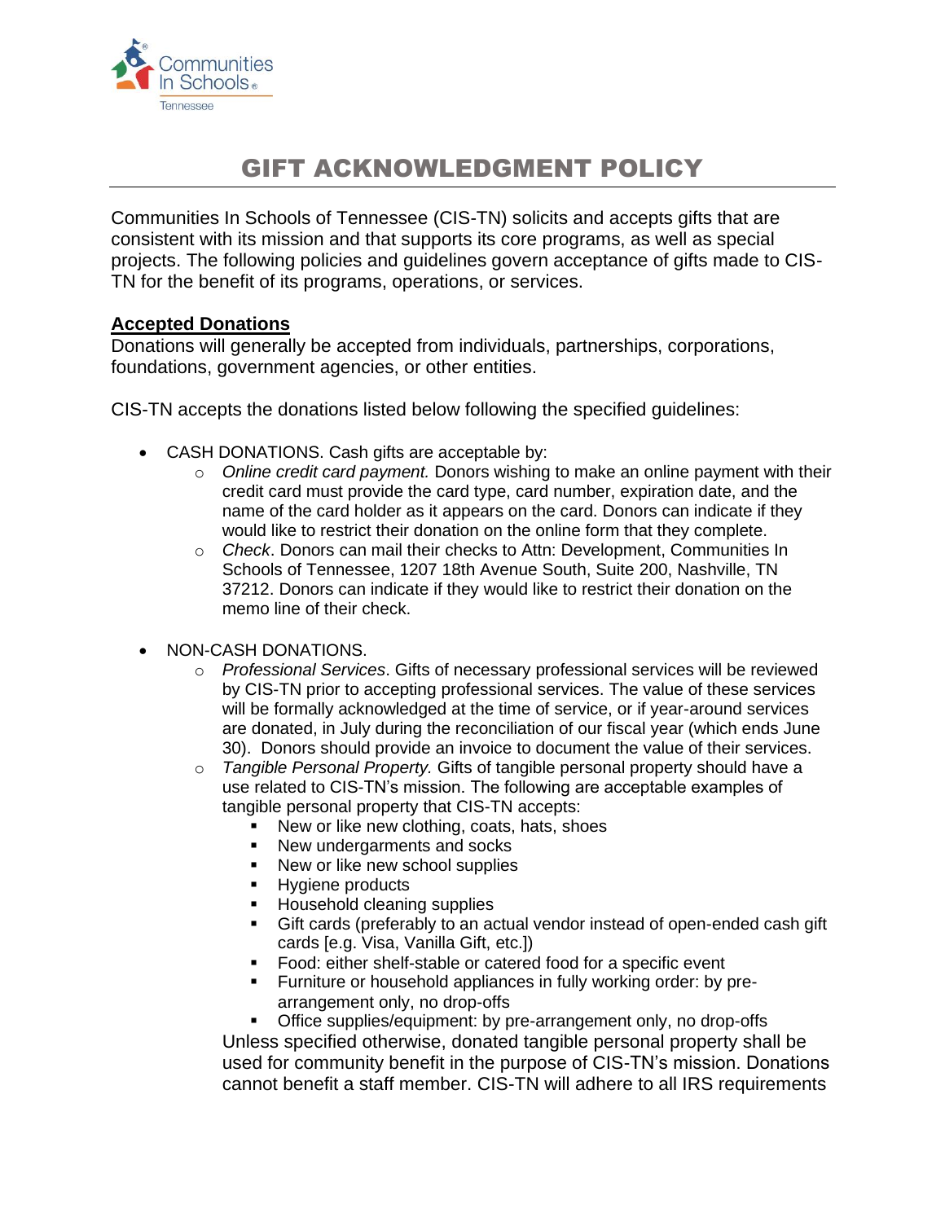# GIFT ACKNOWLEDGMENT POLICY

Communities In Schools of Tennessee (CIS-TN) solicits and accepts gifts that are consistent with its mission and that supports its core programs, as well as special projects. The following policies and guidelines govern acceptance of gifts made to CIS-TN for the benefit of its programs, operations, or services.

## Accepted Donations

Donations will generally be accepted from individuals, partnerships, corporations, foundations, government agencies, or other entities.

CIS-TN accepts the donations listed below following the specified guidelines:

- CASH DONATIONS. Cash gifts are acceptable by:
  - *Online credit card payment.* Donors wishing to make an online payment with their credit card must provide the card type, card number, expiration date, and the name of the card holder as it appears on the card. Donors can indicate if they would like to restrict their donation on the online form that they complete.
  - *Check*. Donors can mail their checks to Attn: Development, Communities In Schools of Tennessee, 1207 18th Avenue South, Suite 200, Nashville, TN 37212. Donors can indicate if they would like to restrict their donation on the memo line of their check.

- NON-CASH DONATIONS.
  - *Professional Services*. Gifts of necessary professional services will be reviewed by CIS-TN prior to accepting professional services. The value of these services will be formally acknowledged at the time of service, or if year-around services are donated, in July during the reconciliation of our fiscal year (which ends June 30). Donors should provide an invoice to document the value of their services.
  - *Tangible Personal Property.* Gifts of tangible personal property should have a use related to CIS-TN's mission. The following are acceptable examples of tangible personal property that CIS-TN accepts:
    - New or like new clothing, coats, hats, shoes
    - New undergarments and socks
    - New or like new school supplies
    - Hygiene products
    - Household cleaning supplies
    - Gift cards (preferably to an actual vendor instead of open-ended cash gift cards [e.g. Visa, Vanilla Gift, etc.])
    - Food: either shelf-stable or catered food for a specific event
    - Furniture or household appliances in fully working order: by pre-arrangement only, no drop-offs
    - Office supplies/equipment: by pre-arrangement only, no drop-offs

    Unless specified otherwise, donated tangible personal property shall be used for community benefit in the purpose of CIS-TN's mission. Donations cannot benefit a staff member. CIS-TN will adhere to all IRS requirements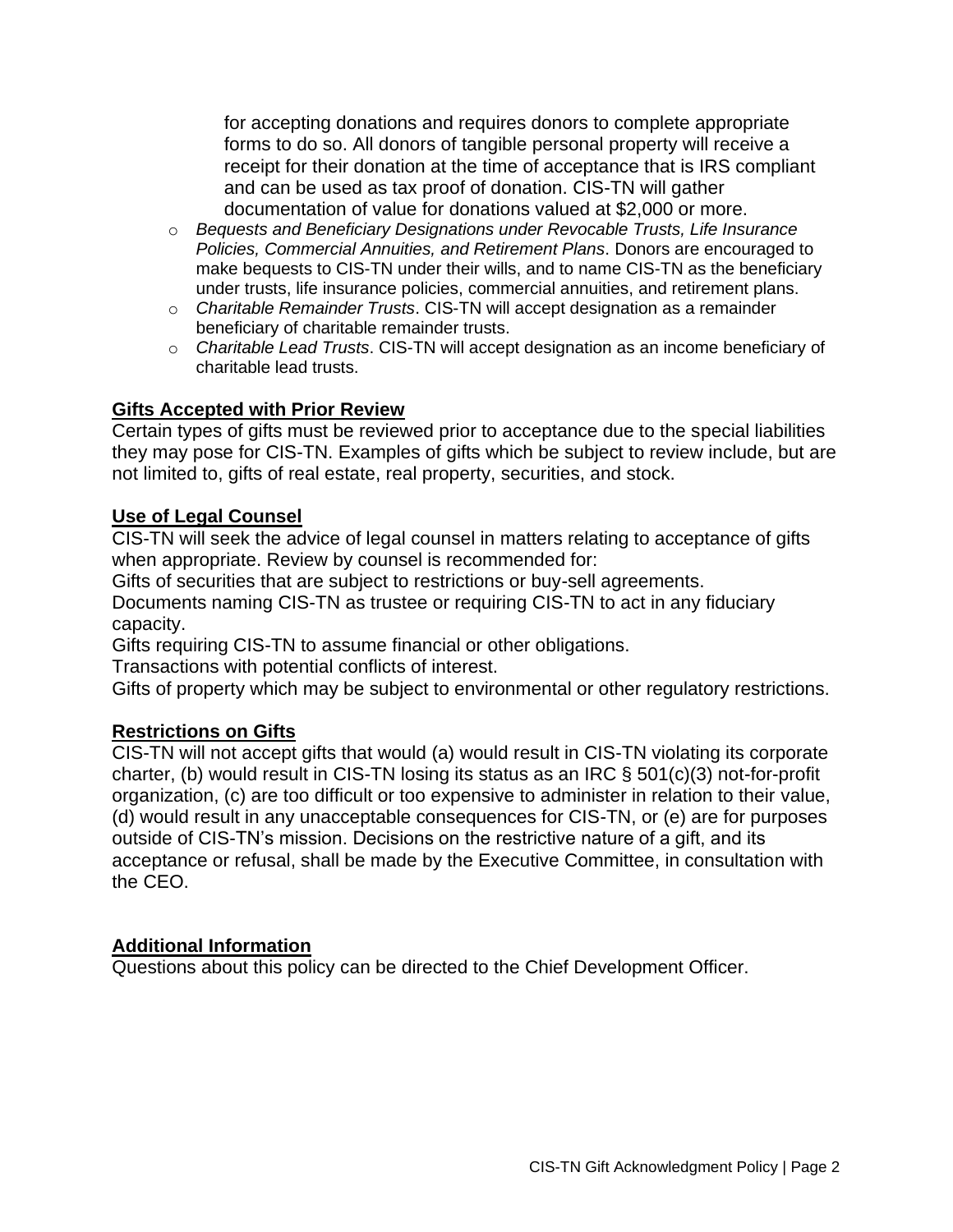for accepting donations and requires donors to complete appropriate forms to do so. All donors of tangible personal property will receive a receipt for their donation at the time of acceptance that is IRS compliant and can be used as tax proof of donation. CIS-TN will gather documentation of value for donations valued at $2,000 or more.

- *Bequests and Beneficiary Designations under Revocable Trusts, Life Insurance Policies, Commercial Annuities, and Retirement Plans*. Donors are encouraged to make bequests to CIS-TN under their wills, and to name CIS-TN as the beneficiary under trusts, life insurance policies, commercial annuities, and retirement plans.
- *Charitable Remainder Trusts*. CIS-TN will accept designation as a remainder beneficiary of charitable remainder trusts.
- *Charitable Lead Trusts*. CIS-TN will accept designation as an income beneficiary of charitable lead trusts.

**<u>Gifts Accepted with Prior Review</u>**

Certain types of gifts must be reviewed prior to acceptance due to the special liabilities they may pose for CIS-TN. Examples of gifts which be subject to review include, but are not limited to, gifts of real estate, real property, securities, and stock.

**<u>Use of Legal Counsel</u>**

CIS-TN will seek the advice of legal counsel in matters relating to acceptance of gifts when appropriate. Review by counsel is recommended for:

Gifts of securities that are subject to restrictions or buy-sell agreements.

Documents naming CIS-TN as trustee or requiring CIS-TN to act in any fiduciary capacity.

Gifts requiring CIS-TN to assume financial or other obligations.

Transactions with potential conflicts of interest.

Gifts of property which may be subject to environmental or other regulatory restrictions.

**<u>Restrictions on Gifts</u>**

CIS-TN will not accept gifts that would (a) would result in CIS-TN violating its corporate charter, (b) would result in CIS-TN losing its status as an IRC § 501(c)(3) not-for-profit organization, (c) are too difficult or too expensive to administer in relation to their value, (d) would result in any unacceptable consequences for CIS-TN, or (e) are for purposes outside of CIS-TN's mission. Decisions on the restrictive nature of a gift, and its acceptance or refusal, shall be made by the Executive Committee, in consultation with the CEO.

**<u>Additional Information</u>**

Questions about this policy can be directed to the Chief Development Officer.